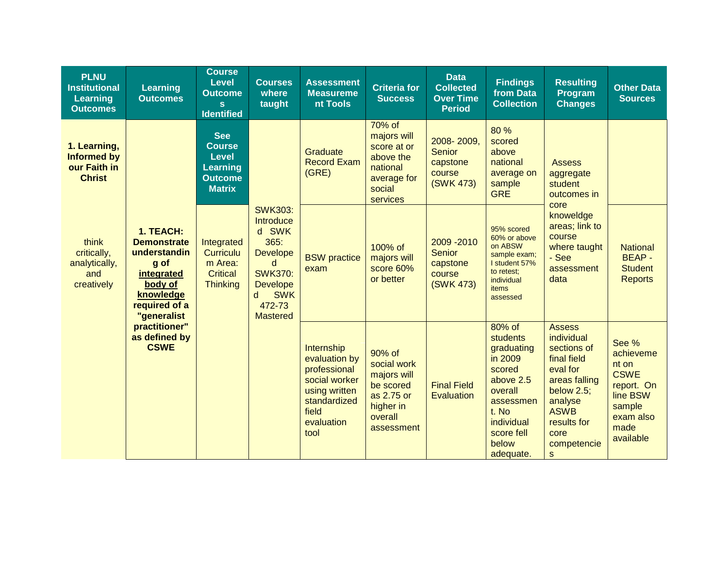| PLNU Institutional Learning Outcomes | Learning Outcomes | Course Level Outcomes Identified | Courses where taught | Assessment Measurement Tools | Criteria for Success | Data Collected Over Time Period | Findings from Data Collection | Resulting Program Changes | Other Data Sources |
|---|---|---|---|---|---|---|---|---|---|
| **1. Learning, Informed by our Faith in Christ** | **1. TEACH: Demonstrate understanding of <u>integrated body of knowledge</u> required of a "generalist practitioner" as defined by CSWE** | **See Course Level Learning Outcome Matrix** | SWK303: Introduced SWK 365: Developed SWK370: Developed SWK 472-73 Mastered | Graduate Record Exam (GRE) | 70% of majors will score at or above the national average for social services | 2008- 2009, Senior capstone course (SWK 473) | 80 % scored above national average on sample GRE | Assess aggregate student outcomes in core knoweldge areas; link to course where taught - See assessment data | |
| think critically, analytically, and creatively | | Integrated Curriculum Area: Critical Thinking | | BSW practice exam | 100% of majors will score 60% or better | 2009 -2010 Senior capstone course (SWK 473) | 95% scored 60% or above on ABSW sample exam; I student 57% to retest; individual items assessed | | National BEAP - Student Reports |
| | | | | Internship evaluation by professional social worker using written standardized field evaluation tool | 90% of social work majors will be scored as 2.75 or higher in overall assessment | Final Field Evaluation | 80% of students graduating in 2009 scored above 2.5 overall assessment. No individual score fell below adequate. | Assess individual sections of final field eval for areas falling below 2.5; analyse ASWB results for core competencies | See % achievement on CSWE report. On line BSW sample exam also made available |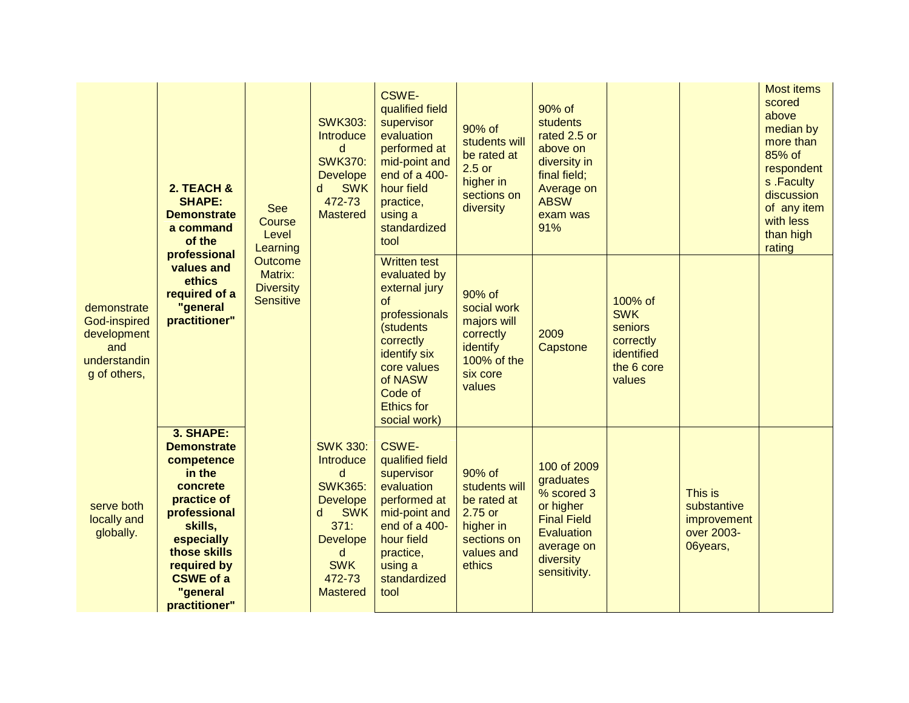| | | | | | | | | | |
|---|---|---|---|---|---|---|---|---|---|
| demonstrate God-inspired development and understanding of others, | **2. TEACH & SHAPE: Demonstrate a command of the professional values and ethics required of a "general practitioner"** | See Course Level Learning Outcome Matrix: Diversity Sensitive | SWK303: Introduced SWK370: Developed SWK 472-73 Mastered | CSWE-qualified field supervisor evaluation performed at mid-point and end of a 400-hour field practice, using a standardized tool | 90% of students will be rated at 2.5 or higher in sections on diversity | 90% of students rated 2.5 or above on diversity in final field; Average on ABSW exam was 91% | | | Most items scored above median by more than 85% of respondents .Faculty discussion of any item with less than high rating |
| | | | | Written test evaluated by external jury of professionals (students correctly identify six core values of NASW Code of Ethics for social work) | 90% of social work majors will correctly identify 100% of the six core values | 2009 Capstone | 100% of SWK seniors correctly identified the 6 core values | | |
| serve both locally and globally. | **3. SHAPE: Demonstrate competence in the concrete practice of professional skills, especially those skills required by CSWE of a "general practitioner"** | | SWK 330: Introduced SWK365: Developed SWK 371: Developed SWK 472-73 Mastered | CSWE-qualified field supervisor evaluation performed at mid-point and end of a 400-hour field practice, using a standardized tool | 90% of students will be rated at 2.75 or higher in sections on values and ethics | 100 of 2009 graduates % scored 3 or higher Final Field Evaluation average on diversity sensitivity. | | This is substantive improvement over 2003-06years, | |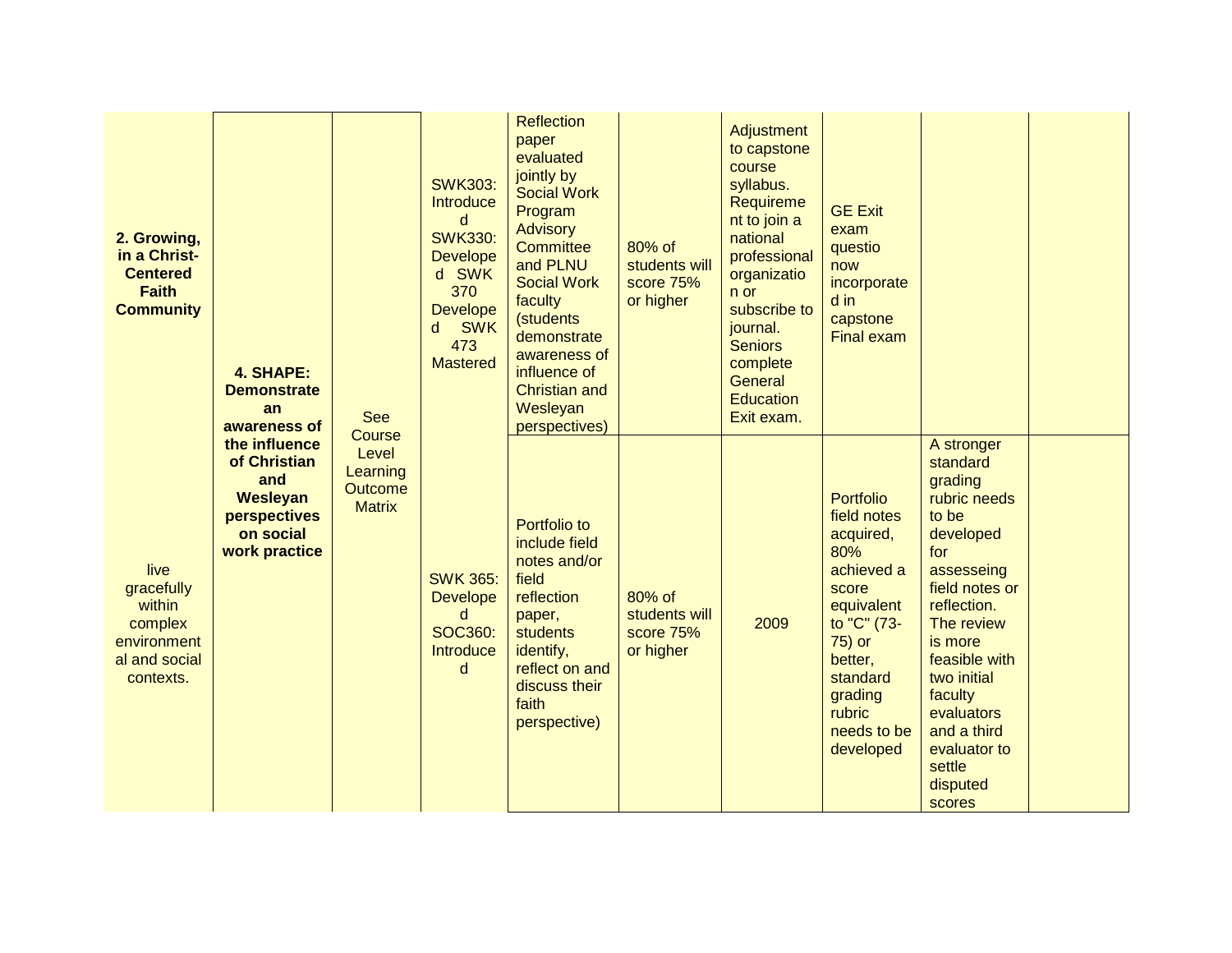| | | | | | | | | | |
|---|---|---|---|---|---|---|---|---|---|
| **2. Growing, in a Christ-Centered Faith Community** | **4. SHAPE: Demonstrate an awareness of the influence of Christian and Wesleyan perspectives on social work practice** | See Course Level Learning Outcome Matrix | SWK303: Introduced SWK330: Developed SWK 370 Developed SWK 473 Mastered | Reflection paper evaluated jointly by Social Work Program Advisory Committee and PLNU Social Work faculty (students demonstrate awareness of influence of Christian and Wesleyan perspectives) | 80% of students will score 75% or higher | Adjustment to capstone course syllabus. Requirement to join a national professional organization or subscribe to journal. Seniors complete General Education Exit exam. | GE Exit exam questio now incorporated in capstone Final exam | | |
| live gracefully within complex environmental and social contexts. | | | SWK 365: Developed SOC360: Introduced | Portfolio to include field notes and/or field reflection paper, students identify, reflect on and discuss their faith perspective) | 80% of students will score 75% or higher | 2009 | Portfolio field notes acquired, 80% achieved a score equivalent to "C" (73-75) or better, standard grading rubric needs to be developed | A stronger standard grading rubric needs to be developed for assesseing field notes or reflection. The review is more feasible with two initial faculty evaluators and a third evaluator to settle disputed scores | |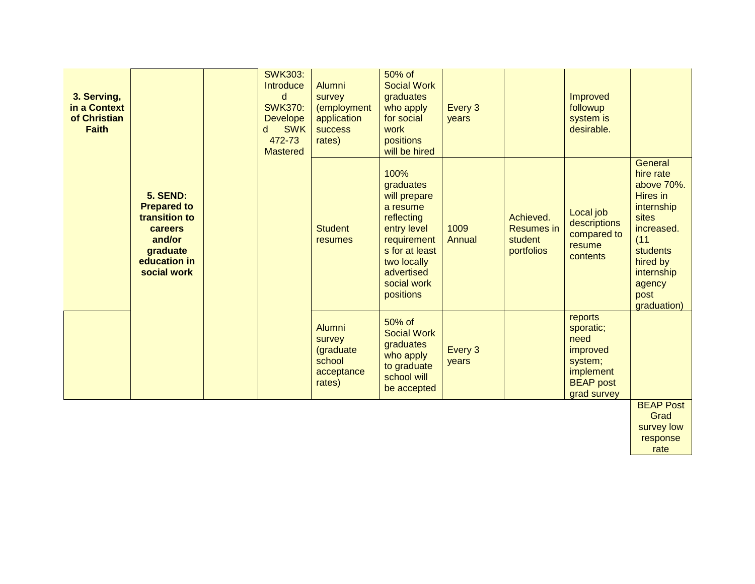| | | | | | | | | | |
|---|---|---|---|---|---|---|---|---|---|
| **3. Serving, in a Context of Christian Faith** | **5. SEND: Prepared to transition to careers and/or graduate education in social work** | | SWK303: Introduced SWK370: Developed SWK 472-73 Mastered | Alumni survey (employment application success rates) | 50% of Social Work graduates who apply for social work positions will be hired | Every 3 years | | Improved followup system is desirable. | |
| | | | | Student resumes | 100% graduates will prepare a resume reflecting entry level requirements for at least two locally advertised social work positions | 1009 Annual | Achieved. Resumes in student portfolios | Local job descriptions compared to resume contents | General hire rate above 70%. Hires in internship sites increased. (11 students hired by internship agency post graduation) |
| | | | | Alumni survey (graduate school acceptance rates) | 50% of Social Work graduates who apply to graduate school will be accepted | Every 3 years | | reports sporatic; need improved system; implement BEAP post grad survey | |
| | | | | | | | | | BEAP Post Grad survey low response rate |